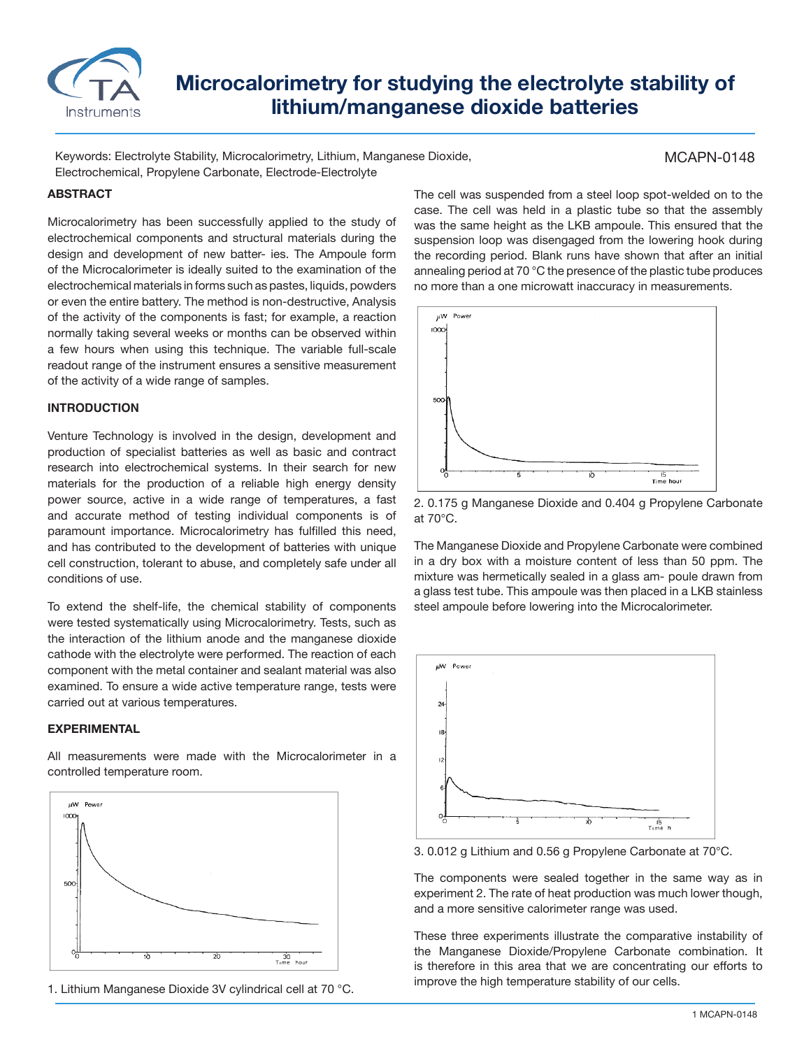# Microcalorimetry for studying the electrolyte stability of lithium/manganese dioxide batteries

Keywords: Electrolyte Stability, Microcalorimetry, Lithium, Manganese Dioxide, Electrochemical, Propylene Carbonate, Electrode-Electrolyte

MCAPN-0148

## ABSTRACT

Microcalorimetry has been successfully applied to the study of electrochemical components and structural materials during the design and development of new batter- ies. The Ampoule form of the Microcalorimeter is ideally suited to the examination of the electrochemical materials in forms such as pastes, liquids, powders or even the entire battery. The method is non-destructive, Analysis of the activity of the components is fast; for example, a reaction normally taking several weeks or months can be observed within a few hours when using this technique. The variable full-scale readout range of the instrument ensures a sensitive measurement of the activity of a wide range of samples.

## INTRODUCTION

Venture Technology is involved in the design, development and production of specialist batteries as well as basic and contract research into electrochemical systems. In their search for new materials for the production of a reliable high energy density power source, active in a wide range of temperatures, a fast and accurate method of testing individual components is of paramount importance. Microcalorimetry has fulfilled this need, and has contributed to the development of batteries with unique cell construction, tolerant to abuse, and completely safe under all conditions of use.

To extend the shelf-life, the chemical stability of components were tested systematically using Microcalorimetry. Tests, such as the interaction of the lithium anode and the manganese dioxide cathode with the electrolyte were performed. The reaction of each component with the metal container and sealant material was also examined. To ensure a wide active temperature range, tests were carried out at various temperatures.

## EXPERIMENTAL

All measurements were made with the Microcalorimeter in a controlled temperature room.

1. Lithium Manganese Dioxide 3V cylindrical cell at 70 °C.

The cell was suspended from a steel loop spot-welded on to the case. The cell was held in a plastic tube so that the assembly was the same height as the LKB ampoule. This ensured that the suspension loop was disengaged from the lowering hook during the recording period. Blank runs have shown that after an initial annealing period at 70 °C the presence of the plastic tube produces no more than a one microwatt inaccuracy in measurements.

2. 0.175 g Manganese Dioxide and 0.404 g Propylene Carbonate at 70°C.

The Manganese Dioxide and Propylene Carbonate were combined in a dry box with a moisture content of less than 50 ppm. The mixture was hermetically sealed in a glass am- poule drawn from a glass test tube. This ampoule was then placed in a LKB stainless steel ampoule before lowering into the Microcalorimeter.

3. 0.012 g Lithium and 0.56 g Propylene Carbonate at 70°C.

The components were sealed together in the same way as in experiment 2. The rate of heat production was much lower though, and a more sensitive calorimeter range was used.

These three experiments illustrate the comparative instability of the Manganese Dioxide/Propylene Carbonate combination. It is therefore in this area that we are concentrating our efforts to improve the high temperature stability of our cells.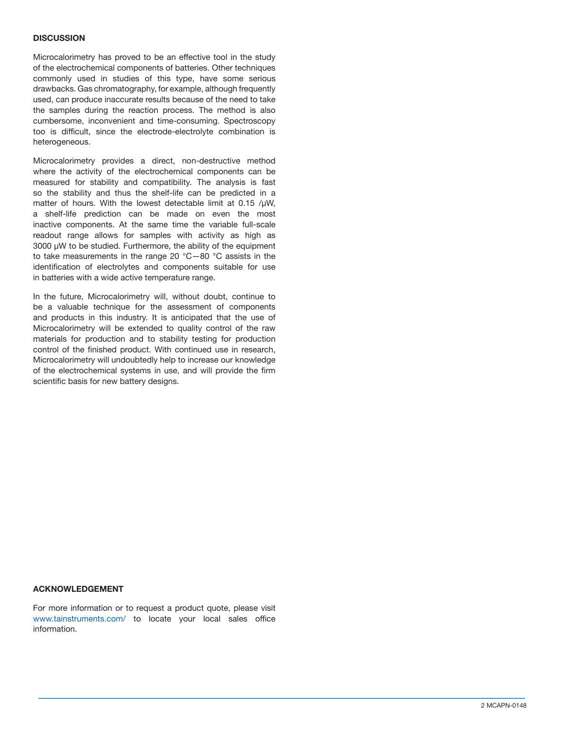## DISCUSSION

Microcalorimetry has proved to be an effective tool in the study of the electrochemical components of batteries. Other techniques commonly used in studies of this type, have some serious drawbacks. Gas chromatography, for example, although frequently used, can produce inaccurate results because of the need to take the samples during the reaction process. The method is also cumbersome, inconvenient and time-consuming. Spectroscopy too is difficult, since the electrode-electrolyte combination is heterogeneous.

Microcalorimetry provides a direct, non-destructive method where the activity of the electrochemical components can be measured for stability and compatibility. The analysis is fast so the stability and thus the shelf-life can be predicted in a matter of hours. With the lowest detectable limit at 0.15 /μW, a shelf-life prediction can be made on even the most inactive components. At the same time the variable full-scale readout range allows for samples with activity as high as 3000 μW to be studied. Furthermore, the ability of the equipment to take measurements in the range 20 °C—80 °C assists in the identification of electrolytes and components suitable for use in batteries with a wide active temperature range.

In the future, Microcalorimetry will, without doubt, continue to be a valuable technique for the assessment of components and products in this industry. It is anticipated that the use of Microcalorimetry will be extended to quality control of the raw materials for production and to stability testing for production control of the finished product. With continued use in research, Microcalorimetry will undoubtedly help to increase our knowledge of the electrochemical systems in use, and will provide the firm scientific basis for new battery designs.

## ACKNOWLEDGEMENT

For more information or to request a product quote, please visit www.tainstruments.com/ to locate your local sales office information.